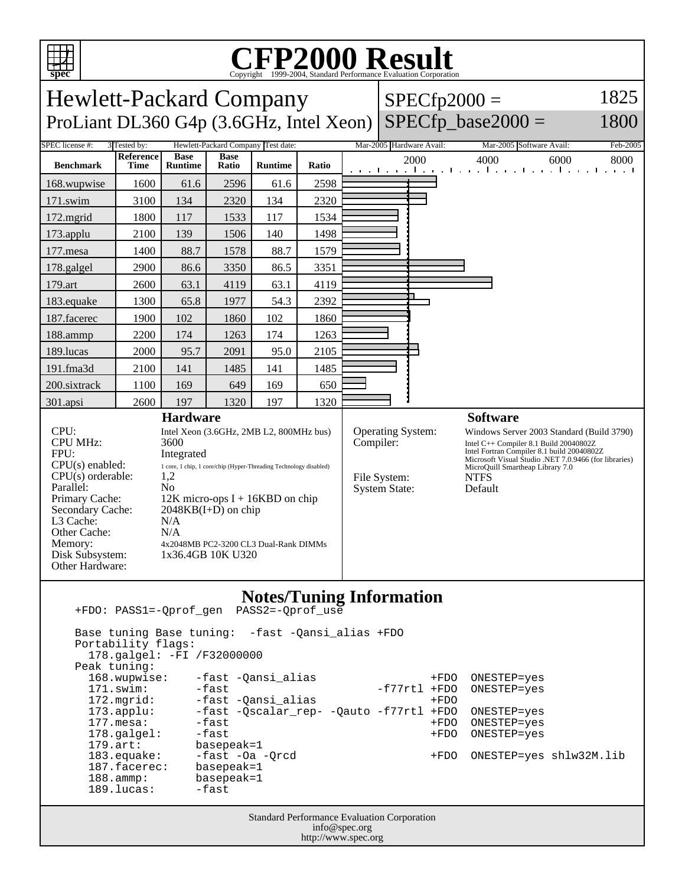# CFP2000 Result

Copyright 1999-2004, Standard Performance Evaluation Corporation

## Hewlett-Packard Company

ProLiant DL360 G4p (3.6GHz, Intel Xeon)

SPECfp2000 = 1825

SPECfp_base2000 = 1800

| SPEC license #: | 3 | Tested by: | Hewlett-Packard Company | Test date: | Mar-2005 | Hardware Avail: | Mar-2005 | Software Avail: | Feb-2005 |
|---|---|---|---|---|---|---|---|---|---|

| Benchmark | Reference Time | Base Runtime | Base Ratio | Runtime | Ratio |
|---|---|---|---|---|---|
| 168.wupwise | 1600 | 61.6 | 2596 | 61.6 | 2598 |
| 171.swim | 3100 | 134 | 2320 | 134 | 2320 |
| 172.mgrid | 1800 | 117 | 1533 | 117 | 1534 |
| 173.applu | 2100 | 139 | 1506 | 140 | 1498 |
| 177.mesa | 1400 | 88.7 | 1578 | 88.7 | 1579 |
| 178.galgel | 2900 | 86.6 | 3350 | 86.5 | 3351 |
| 179.art | 2600 | 63.1 | 4119 | 63.1 | 4119 |
| 183.equake | 1300 | 65.8 | 1977 | 54.3 | 2392 |
| 187.facerec | 1900 | 102 | 1860 | 102 | 1860 |
| 188.ammp | 2200 | 174 | 1263 | 174 | 1263 |
| 189.lucas | 2000 | 95.7 | 2091 | 95.0 | 2105 |
| 191.fma3d | 2100 | 141 | 1485 | 141 | 1485 |
| 200.sixtrack | 1100 | 169 | 649 | 169 | 650 |
| 301.apsi | 2600 | 197 | 1320 | 197 | 1320 |

### Hardware

| | |
|---|---|
| CPU: | Intel Xeon (3.6GHz, 2MB L2, 800MHz bus) |
| CPU MHz: | 3600 |
| FPU: | Integrated |
| CPU(s) enabled: | 1 core, 1 chip, 1 core/chip (Hyper-Threading Technology disabled) |
| CPU(s) orderable: | 1,2 |
| Parallel: | No |
| Primary Cache: | 12K micro-ops I + 16KBD on chip |
| Secondary Cache: | 2048KB(I+D) on chip |
| L3 Cache: | N/A |
| Other Cache: | N/A |
| Memory: | 4x2048MB PC2-3200 CL3 Dual-Rank DIMMs |
| Disk Subsystem: | 1x36.4GB 10K U320 |
| Other Hardware: | |

### Software

| | |
|---|---|
| Operating System: | Windows Server 2003 Standard (Build 3790) |
| Compiler: | Intel C++ Compiler 8.1 Build 20040802Z<br>Intel Fortran Compiler 8.1 build 20040802Z<br>Microsoft Visual Studio .NET 7.0.9466 (for libraries)<br>MicroQuill Smartheap Library 7.0 |
| File System: | NTFS |
| System State: | Default |

### Notes/Tuning Information

```
+FDO: PASS1=-Qprof_gen  PASS2=-Qprof_use

Base tuning Base tuning:  -fast -Qansi_alias +FDO
Portability flags:
  178.galgel: -FI /F32000000
Peak tuning:
  168.wupwise:    -fast -Qansi_alias                +FDO  ONESTEP=yes
  171.swim:       -fast                      -f77rtl +FDO  ONESTEP=yes
  172.mgrid:      -fast -Qansi_alias                +FDO
  173.applu:      -fast -Qscalar_rep- -Qauto -f77rtl +FDO  ONESTEP=yes
  177.mesa:       -fast                             +FDO  ONESTEP=yes
  178.galgel:     -fast                             +FDO  ONESTEP=yes
  179.art:        basepeak=1
  183.equake:     -fast -Oa -Qrcd                   +FDO  ONESTEP=yes shlw32M.lib
  187.facerec:    basepeak=1
  188.ammp:       basepeak=1
  189.lucas:      -fast
```

Standard Performance Evaluation Corporation
info@spec.org
http://www.spec.org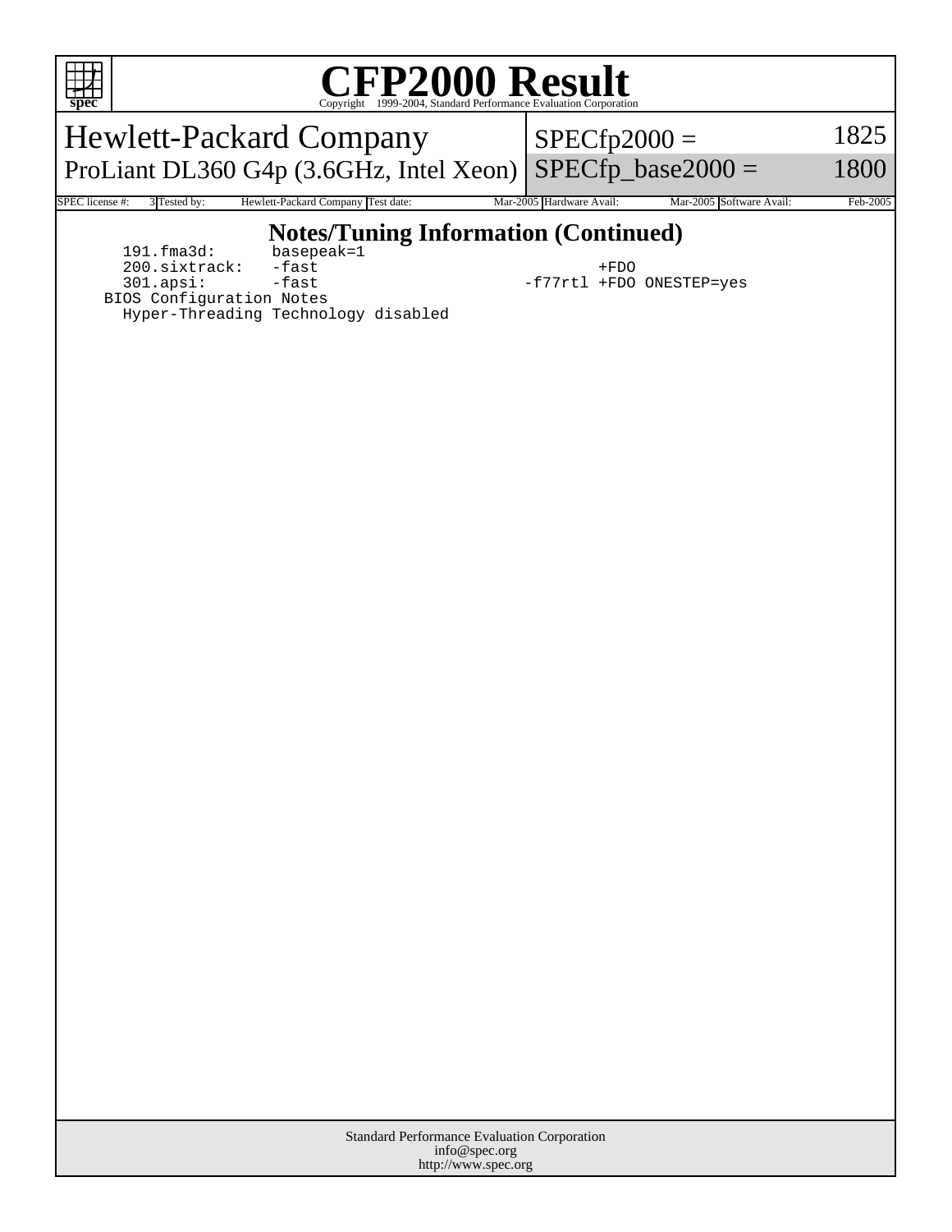# CFP2000 Result

Copyright 1999-2004, Standard Performance Evaluation Corporation

Hewlett-Packard Company
ProLiant DL360 G4p (3.6GHz, Intel Xeon)

SPECfp2000 = 1825
SPECfp_base2000 = 1800

| SPEC license #: | 3 | Tested by: | Hewlett-Packard Company | Test date: | Mar-2005 | Hardware Avail: | Mar-2005 | Software Avail: | Feb-2005 |
|---|---|---|---|---|---|---|---|---|---|

## Notes/Tuning Information (Continued)

```
   191.fma3d:      basepeak=1
   200.sixtrack:   -fast                              +FDO
   301.apsi:       -fast                      -f77rtl +FDO ONESTEP=yes
 BIOS Configuration Notes
   Hyper-Threading Technology disabled
```

Standard Performance Evaluation Corporation
info@spec.org
http://www.spec.org